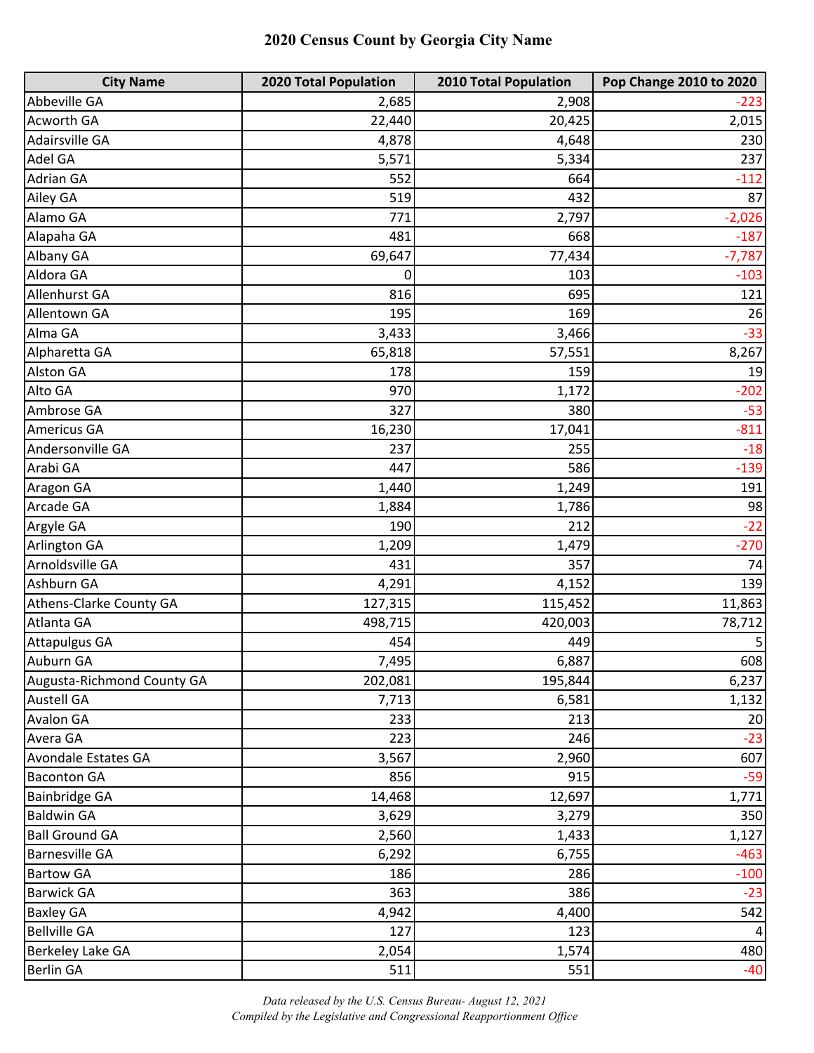# 2020 Census Count by Georgia City Name

| City Name | 2020 Total Population | 2010 Total Population | Pop Change 2010 to 2020 |
|---|---|---|---|
| Abbeville GA | 2,685 | 2,908 | -223 |
| Acworth GA | 22,440 | 20,425 | 2,015 |
| Adairsville GA | 4,878 | 4,648 | 230 |
| Adel GA | 5,571 | 5,334 | 237 |
| Adrian GA | 552 | 664 | -112 |
| Ailey GA | 519 | 432 | 87 |
| Alamo GA | 771 | 2,797 | -2,026 |
| Alapaha GA | 481 | 668 | -187 |
| Albany GA | 69,647 | 77,434 | -7,787 |
| Aldora GA | 0 | 103 | -103 |
| Allenhurst GA | 816 | 695 | 121 |
| Allentown GA | 195 | 169 | 26 |
| Alma GA | 3,433 | 3,466 | -33 |
| Alpharetta GA | 65,818 | 57,551 | 8,267 |
| Alston GA | 178 | 159 | 19 |
| Alto GA | 970 | 1,172 | -202 |
| Ambrose GA | 327 | 380 | -53 |
| Americus GA | 16,230 | 17,041 | -811 |
| Andersonville GA | 237 | 255 | -18 |
| Arabi GA | 447 | 586 | -139 |
| Aragon GA | 1,440 | 1,249 | 191 |
| Arcade GA | 1,884 | 1,786 | 98 |
| Argyle GA | 190 | 212 | -22 |
| Arlington GA | 1,209 | 1,479 | -270 |
| Arnoldsville GA | 431 | 357 | 74 |
| Ashburn GA | 4,291 | 4,152 | 139 |
| Athens-Clarke County GA | 127,315 | 115,452 | 11,863 |
| Atlanta GA | 498,715 | 420,003 | 78,712 |
| Attapulgus GA | 454 | 449 | 5 |
| Auburn GA | 7,495 | 6,887 | 608 |
| Augusta-Richmond County GA | 202,081 | 195,844 | 6,237 |
| Austell GA | 7,713 | 6,581 | 1,132 |
| Avalon GA | 233 | 213 | 20 |
| Avera GA | 223 | 246 | -23 |
| Avondale Estates GA | 3,567 | 2,960 | 607 |
| Baconton GA | 856 | 915 | -59 |
| Bainbridge GA | 14,468 | 12,697 | 1,771 |
| Baldwin GA | 3,629 | 3,279 | 350 |
| Ball Ground GA | 2,560 | 1,433 | 1,127 |
| Barnesville GA | 6,292 | 6,755 | -463 |
| Bartow GA | 186 | 286 | -100 |
| Barwick GA | 363 | 386 | -23 |
| Baxley GA | 4,942 | 4,400 | 542 |
| Bellville GA | 127 | 123 | 4 |
| Berkeley Lake GA | 2,054 | 1,574 | 480 |
| Berlin GA | 511 | 551 | -40 |

*Data released by the U.S. Census Bureau- August 12, 2021*
*Compiled by the Legislative and Congressional Reapportionment Office*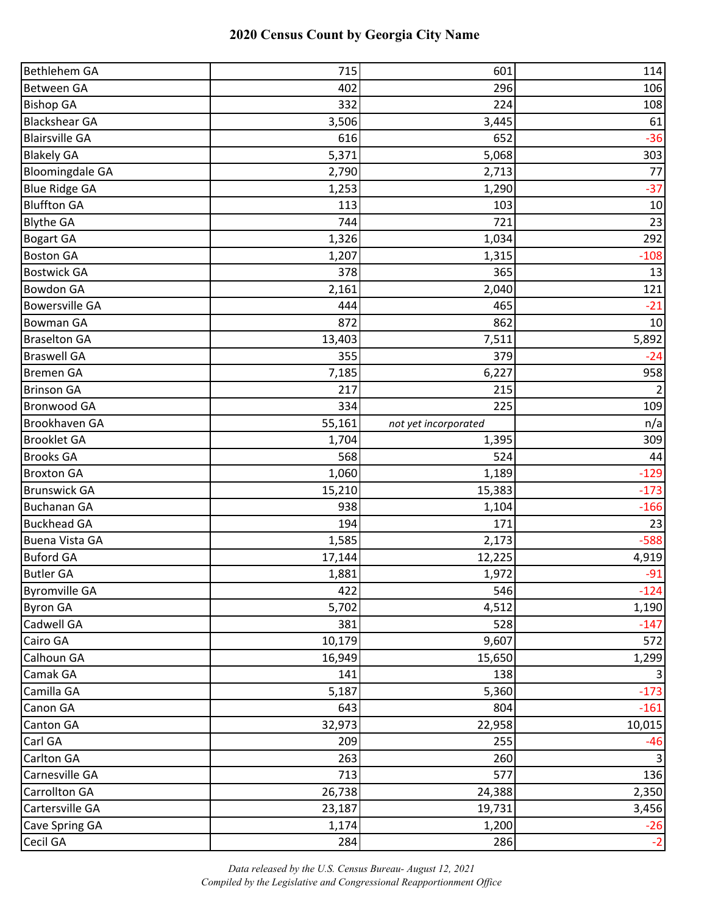# 2020 Census Count by Georgia City Name

| | | | |
|---|---|---|---|
| Bethlehem GA | 715 | 601 | 114 |
| Between GA | 402 | 296 | 106 |
| Bishop GA | 332 | 224 | 108 |
| Blackshear GA | 3,506 | 3,445 | 61 |
| Blairsville GA | 616 | 652 | -36 |
| Blakely GA | 5,371 | 5,068 | 303 |
| Bloomingdale GA | 2,790 | 2,713 | 77 |
| Blue Ridge GA | 1,253 | 1,290 | -37 |
| Bluffton GA | 113 | 103 | 10 |
| Blythe GA | 744 | 721 | 23 |
| Bogart GA | 1,326 | 1,034 | 292 |
| Boston GA | 1,207 | 1,315 | -108 |
| Bostwick GA | 378 | 365 | 13 |
| Bowdon GA | 2,161 | 2,040 | 121 |
| Bowersville GA | 444 | 465 | -21 |
| Bowman GA | 872 | 862 | 10 |
| Braselton GA | 13,403 | 7,511 | 5,892 |
| Braswell GA | 355 | 379 | -24 |
| Bremen GA | 7,185 | 6,227 | 958 |
| Brinson GA | 217 | 215 | 2 |
| Bronwood GA | 334 | 225 | 109 |
| Brookhaven GA | 55,161 | *not yet incorporated* | n/a |
| Brooklet GA | 1,704 | 1,395 | 309 |
| Brooks GA | 568 | 524 | 44 |
| Broxton GA | 1,060 | 1,189 | -129 |
| Brunswick GA | 15,210 | 15,383 | -173 |
| Buchanan GA | 938 | 1,104 | -166 |
| Buckhead GA | 194 | 171 | 23 |
| Buena Vista GA | 1,585 | 2,173 | -588 |
| Buford GA | 17,144 | 12,225 | 4,919 |
| Butler GA | 1,881 | 1,972 | -91 |
| Byromville GA | 422 | 546 | -124 |
| Byron GA | 5,702 | 4,512 | 1,190 |
| Cadwell GA | 381 | 528 | -147 |
| Cairo GA | 10,179 | 9,607 | 572 |
| Calhoun GA | 16,949 | 15,650 | 1,299 |
| Camak GA | 141 | 138 | 3 |
| Camilla GA | 5,187 | 5,360 | -173 |
| Canon GA | 643 | 804 | -161 |
| Canton GA | 32,973 | 22,958 | 10,015 |
| Carl GA | 209 | 255 | -46 |
| Carlton GA | 263 | 260 | 3 |
| Carnesville GA | 713 | 577 | 136 |
| Carrollton GA | 26,738 | 24,388 | 2,350 |
| Cartersville GA | 23,187 | 19,731 | 3,456 |
| Cave Spring GA | 1,174 | 1,200 | -26 |
| Cecil GA | 284 | 286 | -2 |

*Data released by the U.S. Census Bureau- August 12, 2021*
*Compiled by the Legislative and Congressional Reapportionment Office*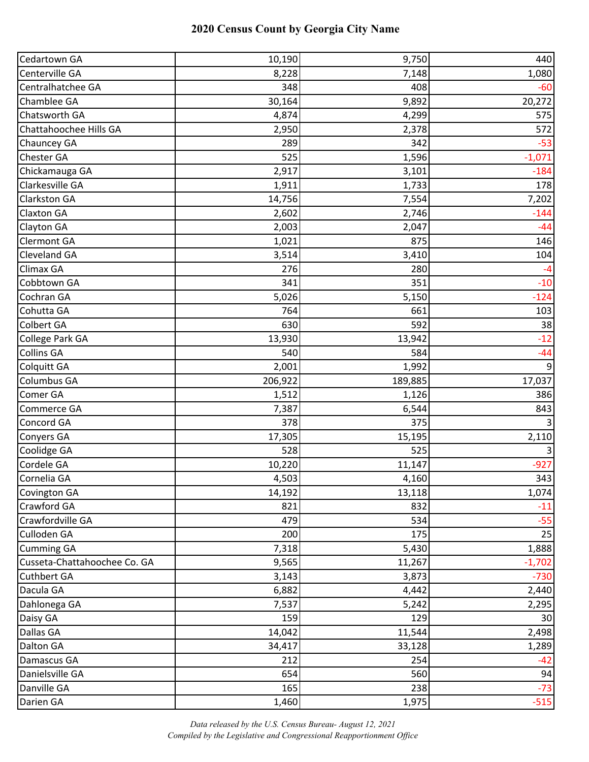# 2020 Census Count by Georgia City Name

| | | | |
|---|---|---|---|
| Cedartown GA | 10,190 | 9,750 | 440 |
| Centerville GA | 8,228 | 7,148 | 1,080 |
| Centralhatchee GA | 348 | 408 | -60 |
| Chamblee GA | 30,164 | 9,892 | 20,272 |
| Chatsworth GA | 4,874 | 4,299 | 575 |
| Chattahoochee Hills GA | 2,950 | 2,378 | 572 |
| Chauncey GA | 289 | 342 | -53 |
| Chester GA | 525 | 1,596 | -1,071 |
| Chickamauga GA | 2,917 | 3,101 | -184 |
| Clarkesville GA | 1,911 | 1,733 | 178 |
| Clarkston GA | 14,756 | 7,554 | 7,202 |
| Claxton GA | 2,602 | 2,746 | -144 |
| Clayton GA | 2,003 | 2,047 | -44 |
| Clermont GA | 1,021 | 875 | 146 |
| Cleveland GA | 3,514 | 3,410 | 104 |
| Climax GA | 276 | 280 | -4 |
| Cobbtown GA | 341 | 351 | -10 |
| Cochran GA | 5,026 | 5,150 | -124 |
| Cohutta GA | 764 | 661 | 103 |
| Colbert GA | 630 | 592 | 38 |
| College Park GA | 13,930 | 13,942 | -12 |
| Collins GA | 540 | 584 | -44 |
| Colquitt GA | 2,001 | 1,992 | 9 |
| Columbus GA | 206,922 | 189,885 | 17,037 |
| Comer GA | 1,512 | 1,126 | 386 |
| Commerce GA | 7,387 | 6,544 | 843 |
| Concord GA | 378 | 375 | 3 |
| Conyers GA | 17,305 | 15,195 | 2,110 |
| Coolidge GA | 528 | 525 | 3 |
| Cordele GA | 10,220 | 11,147 | -927 |
| Cornelia GA | 4,503 | 4,160 | 343 |
| Covington GA | 14,192 | 13,118 | 1,074 |
| Crawford GA | 821 | 832 | -11 |
| Crawfordville GA | 479 | 534 | -55 |
| Culloden GA | 200 | 175 | 25 |
| Cumming GA | 7,318 | 5,430 | 1,888 |
| Cusseta-Chattahoochee Co. GA | 9,565 | 11,267 | -1,702 |
| Cuthbert GA | 3,143 | 3,873 | -730 |
| Dacula GA | 6,882 | 4,442 | 2,440 |
| Dahlonega GA | 7,537 | 5,242 | 2,295 |
| Daisy GA | 159 | 129 | 30 |
| Dallas GA | 14,042 | 11,544 | 2,498 |
| Dalton GA | 34,417 | 33,128 | 1,289 |
| Damascus GA | 212 | 254 | -42 |
| Danielsville GA | 654 | 560 | 94 |
| Danville GA | 165 | 238 | -73 |
| Darien GA | 1,460 | 1,975 | -515 |

*Data released by the U.S. Census Bureau- August 12, 2021*
*Compiled by the Legislative and Congressional Reapportionment Office*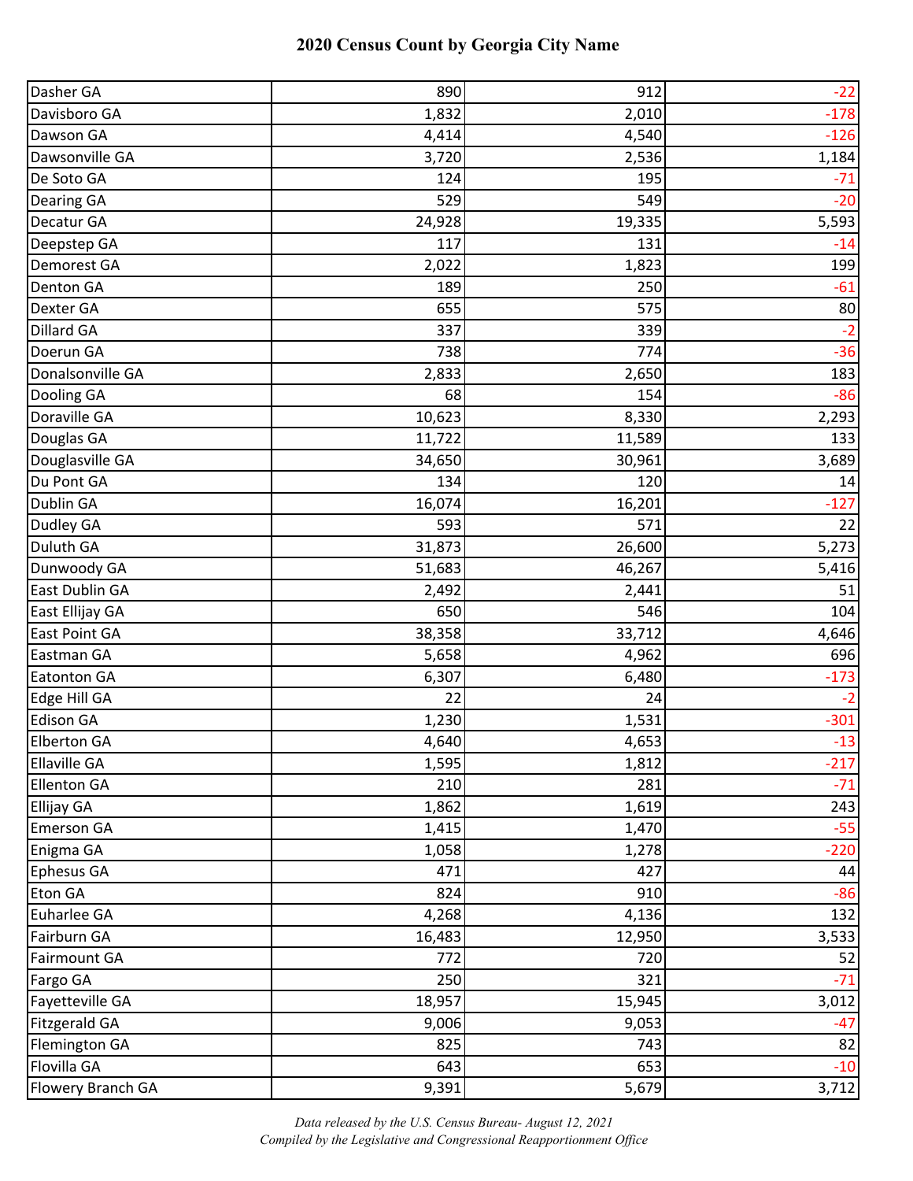# 2020 Census Count by Georgia City Name

| | | | |
|---|---|---|---|
| Dasher GA | 890 | 912 | -22 |
| Davisboro GA | 1,832 | 2,010 | -178 |
| Dawson GA | 4,414 | 4,540 | -126 |
| Dawsonville GA | 3,720 | 2,536 | 1,184 |
| De Soto GA | 124 | 195 | -71 |
| Dearing GA | 529 | 549 | -20 |
| Decatur GA | 24,928 | 19,335 | 5,593 |
| Deepstep GA | 117 | 131 | -14 |
| Demorest GA | 2,022 | 1,823 | 199 |
| Denton GA | 189 | 250 | -61 |
| Dexter GA | 655 | 575 | 80 |
| Dillard GA | 337 | 339 | -2 |
| Doerun GA | 738 | 774 | -36 |
| Donalsonville GA | 2,833 | 2,650 | 183 |
| Dooling GA | 68 | 154 | -86 |
| Doraville GA | 10,623 | 8,330 | 2,293 |
| Douglas GA | 11,722 | 11,589 | 133 |
| Douglasville GA | 34,650 | 30,961 | 3,689 |
| Du Pont GA | 134 | 120 | 14 |
| Dublin GA | 16,074 | 16,201 | -127 |
| Dudley GA | 593 | 571 | 22 |
| Duluth GA | 31,873 | 26,600 | 5,273 |
| Dunwoody GA | 51,683 | 46,267 | 5,416 |
| East Dublin GA | 2,492 | 2,441 | 51 |
| East Ellijay GA | 650 | 546 | 104 |
| East Point GA | 38,358 | 33,712 | 4,646 |
| Eastman GA | 5,658 | 4,962 | 696 |
| Eatonton GA | 6,307 | 6,480 | -173 |
| Edge Hill GA | 22 | 24 | -2 |
| Edison GA | 1,230 | 1,531 | -301 |
| Elberton GA | 4,640 | 4,653 | -13 |
| Ellaville GA | 1,595 | 1,812 | -217 |
| Ellenton GA | 210 | 281 | -71 |
| Ellijay GA | 1,862 | 1,619 | 243 |
| Emerson GA | 1,415 | 1,470 | -55 |
| Enigma GA | 1,058 | 1,278 | -220 |
| Ephesus GA | 471 | 427 | 44 |
| Eton GA | 824 | 910 | -86 |
| Euharlee GA | 4,268 | 4,136 | 132 |
| Fairburn GA | 16,483 | 12,950 | 3,533 |
| Fairmount GA | 772 | 720 | 52 |
| Fargo GA | 250 | 321 | -71 |
| Fayetteville GA | 18,957 | 15,945 | 3,012 |
| Fitzgerald GA | 9,006 | 9,053 | -47 |
| Flemington GA | 825 | 743 | 82 |
| Flovilla GA | 643 | 653 | -10 |
| Flowery Branch GA | 9,391 | 5,679 | 3,712 |

*Data released by the U.S. Census Bureau- August 12, 2021*
*Compiled by the Legislative and Congressional Reapportionment Office*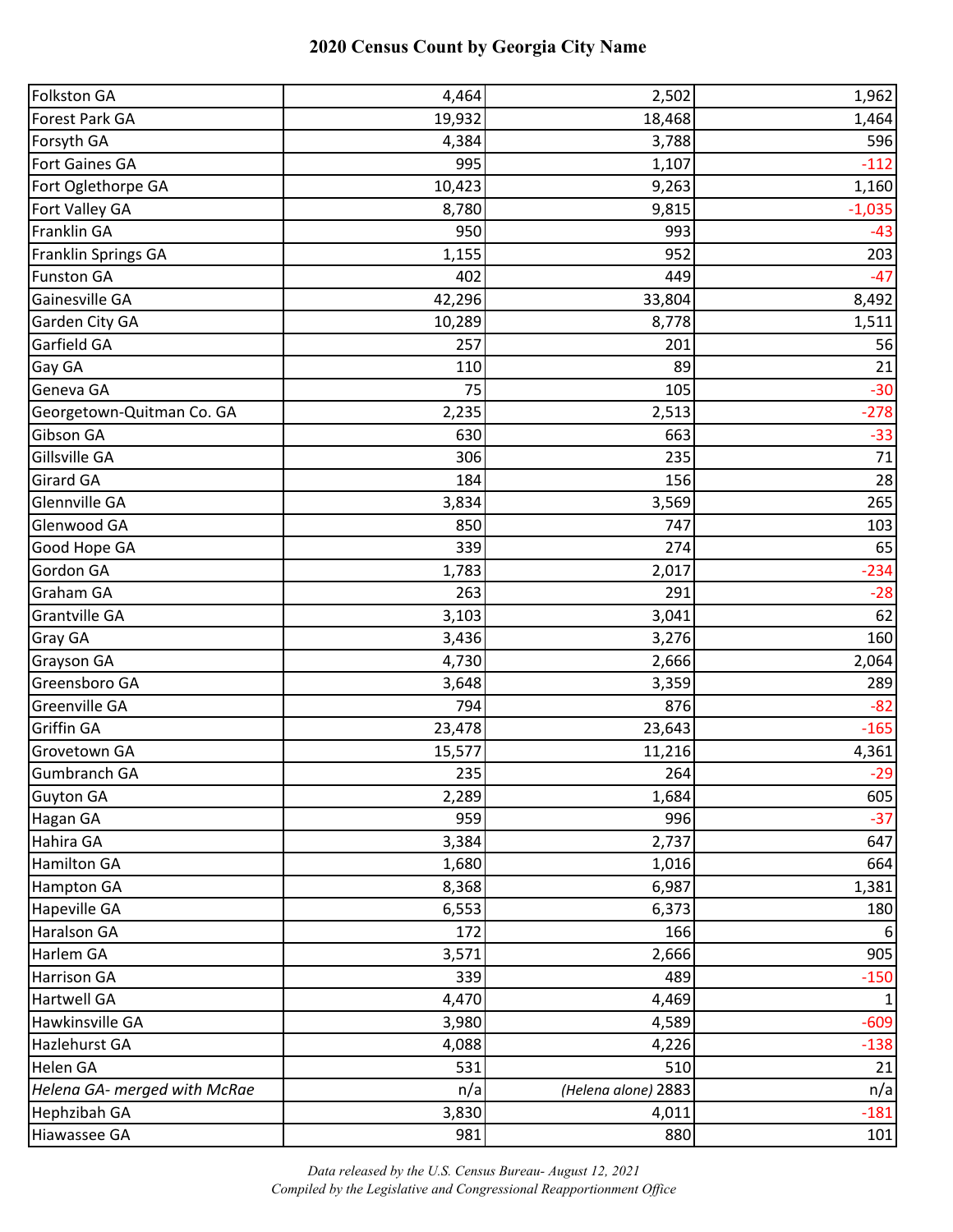# 2020 Census Count by Georgia City Name

| | | | |
|---|---|---|---|
| Folkston GA | 4,464 | 2,502 | 1,962 |
| Forest Park GA | 19,932 | 18,468 | 1,464 |
| Forsyth GA | 4,384 | 3,788 | 596 |
| Fort Gaines GA | 995 | 1,107 | -112 |
| Fort Oglethorpe GA | 10,423 | 9,263 | 1,160 |
| Fort Valley GA | 8,780 | 9,815 | -1,035 |
| Franklin GA | 950 | 993 | -43 |
| Franklin Springs GA | 1,155 | 952 | 203 |
| Funston GA | 402 | 449 | -47 |
| Gainesville GA | 42,296 | 33,804 | 8,492 |
| Garden City GA | 10,289 | 8,778 | 1,511 |
| Garfield GA | 257 | 201 | 56 |
| Gay GA | 110 | 89 | 21 |
| Geneva GA | 75 | 105 | -30 |
| Georgetown-Quitman Co. GA | 2,235 | 2,513 | -278 |
| Gibson GA | 630 | 663 | -33 |
| Gillsville GA | 306 | 235 | 71 |
| Girard GA | 184 | 156 | 28 |
| Glennville GA | 3,834 | 3,569 | 265 |
| Glenwood GA | 850 | 747 | 103 |
| Good Hope GA | 339 | 274 | 65 |
| Gordon GA | 1,783 | 2,017 | -234 |
| Graham GA | 263 | 291 | -28 |
| Grantville GA | 3,103 | 3,041 | 62 |
| Gray GA | 3,436 | 3,276 | 160 |
| Grayson GA | 4,730 | 2,666 | 2,064 |
| Greensboro GA | 3,648 | 3,359 | 289 |
| Greenville GA | 794 | 876 | -82 |
| Griffin GA | 23,478 | 23,643 | -165 |
| Grovetown GA | 15,577 | 11,216 | 4,361 |
| Gumbranch GA | 235 | 264 | -29 |
| Guyton GA | 2,289 | 1,684 | 605 |
| Hagan GA | 959 | 996 | -37 |
| Hahira GA | 3,384 | 2,737 | 647 |
| Hamilton GA | 1,680 | 1,016 | 664 |
| Hampton GA | 8,368 | 6,987 | 1,381 |
| Hapeville GA | 6,553 | 6,373 | 180 |
| Haralson GA | 172 | 166 | 6 |
| Harlem GA | 3,571 | 2,666 | 905 |
| Harrison GA | 339 | 489 | -150 |
| Hartwell GA | 4,470 | 4,469 | 1 |
| Hawkinsville GA | 3,980 | 4,589 | -609 |
| Hazlehurst GA | 4,088 | 4,226 | -138 |
| Helen GA | 531 | 510 | 21 |
| *Helena GA- merged with McRae* | n/a | *(Helena alone)* 2883 | n/a |
| Hephzibah GA | 3,830 | 4,011 | -181 |
| Hiawassee GA | 981 | 880 | 101 |

*Data released by the U.S. Census Bureau- August 12, 2021*
*Compiled by the Legislative and Congressional Reapportionment Office*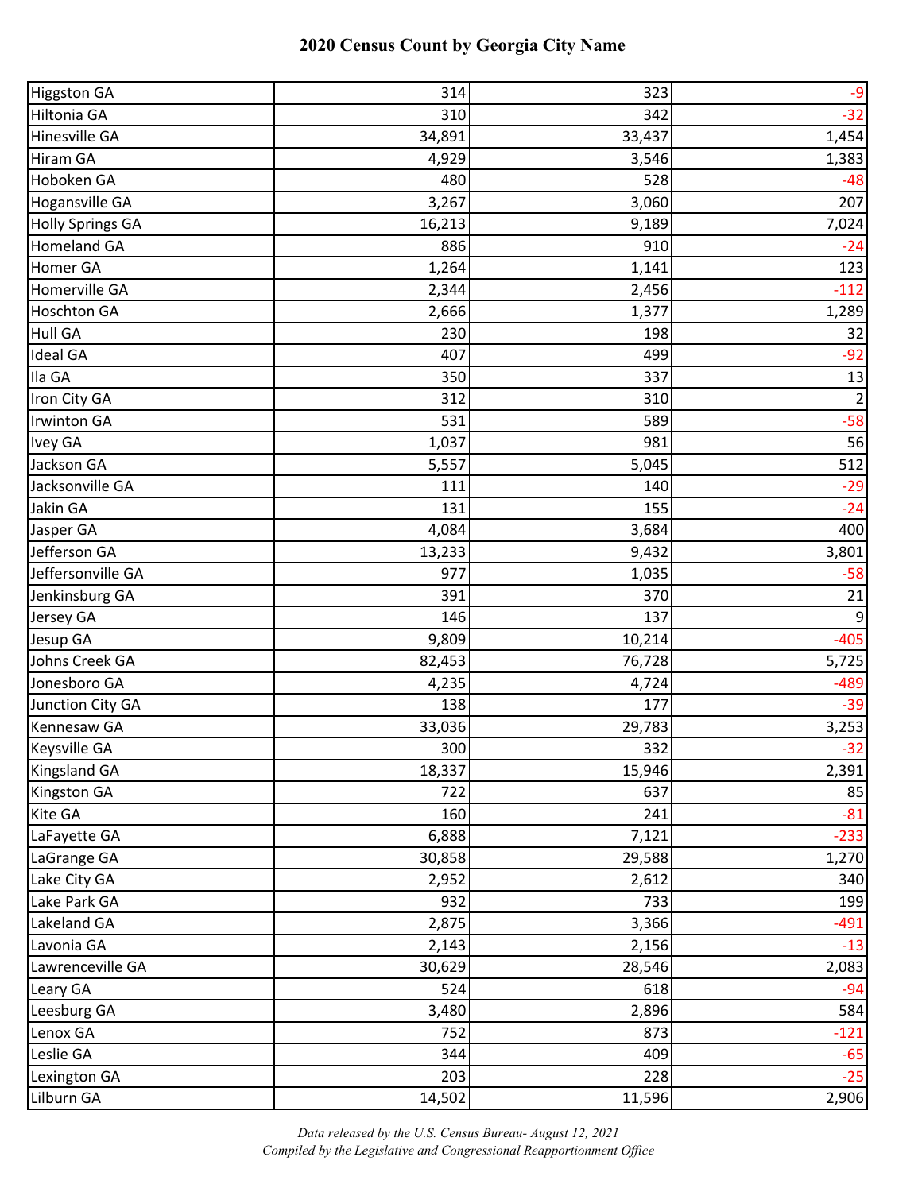# 2020 Census Count by Georgia City Name

| | | | |
|---|---|---|---|
| Higgston GA | 314 | 323 | -9 |
| Hiltonia GA | 310 | 342 | -32 |
| Hinesville GA | 34,891 | 33,437 | 1,454 |
| Hiram GA | 4,929 | 3,546 | 1,383 |
| Hoboken GA | 480 | 528 | -48 |
| Hogansville GA | 3,267 | 3,060 | 207 |
| Holly Springs GA | 16,213 | 9,189 | 7,024 |
| Homeland GA | 886 | 910 | -24 |
| Homer GA | 1,264 | 1,141 | 123 |
| Homerville GA | 2,344 | 2,456 | -112 |
| Hoschton GA | 2,666 | 1,377 | 1,289 |
| Hull GA | 230 | 198 | 32 |
| Ideal GA | 407 | 499 | -92 |
| Ila GA | 350 | 337 | 13 |
| Iron City GA | 312 | 310 | 2 |
| Irwinton GA | 531 | 589 | -58 |
| Ivey GA | 1,037 | 981 | 56 |
| Jackson GA | 5,557 | 5,045 | 512 |
| Jacksonville GA | 111 | 140 | -29 |
| Jakin GA | 131 | 155 | -24 |
| Jasper GA | 4,084 | 3,684 | 400 |
| Jefferson GA | 13,233 | 9,432 | 3,801 |
| Jeffersonville GA | 977 | 1,035 | -58 |
| Jenkinsburg GA | 391 | 370 | 21 |
| Jersey GA | 146 | 137 | 9 |
| Jesup GA | 9,809 | 10,214 | -405 |
| Johns Creek GA | 82,453 | 76,728 | 5,725 |
| Jonesboro GA | 4,235 | 4,724 | -489 |
| Junction City GA | 138 | 177 | -39 |
| Kennesaw GA | 33,036 | 29,783 | 3,253 |
| Keysville GA | 300 | 332 | -32 |
| Kingsland GA | 18,337 | 15,946 | 2,391 |
| Kingston GA | 722 | 637 | 85 |
| Kite GA | 160 | 241 | -81 |
| LaFayette GA | 6,888 | 7,121 | -233 |
| LaGrange GA | 30,858 | 29,588 | 1,270 |
| Lake City GA | 2,952 | 2,612 | 340 |
| Lake Park GA | 932 | 733 | 199 |
| Lakeland GA | 2,875 | 3,366 | -491 |
| Lavonia GA | 2,143 | 2,156 | -13 |
| Lawrenceville GA | 30,629 | 28,546 | 2,083 |
| Leary GA | 524 | 618 | -94 |
| Leesburg GA | 3,480 | 2,896 | 584 |
| Lenox GA | 752 | 873 | -121 |
| Leslie GA | 344 | 409 | -65 |
| Lexington GA | 203 | 228 | -25 |
| Lilburn GA | 14,502 | 11,596 | 2,906 |

*Data released by the U.S. Census Bureau- August 12, 2021*
*Compiled by the Legislative and Congressional Reapportionment Office*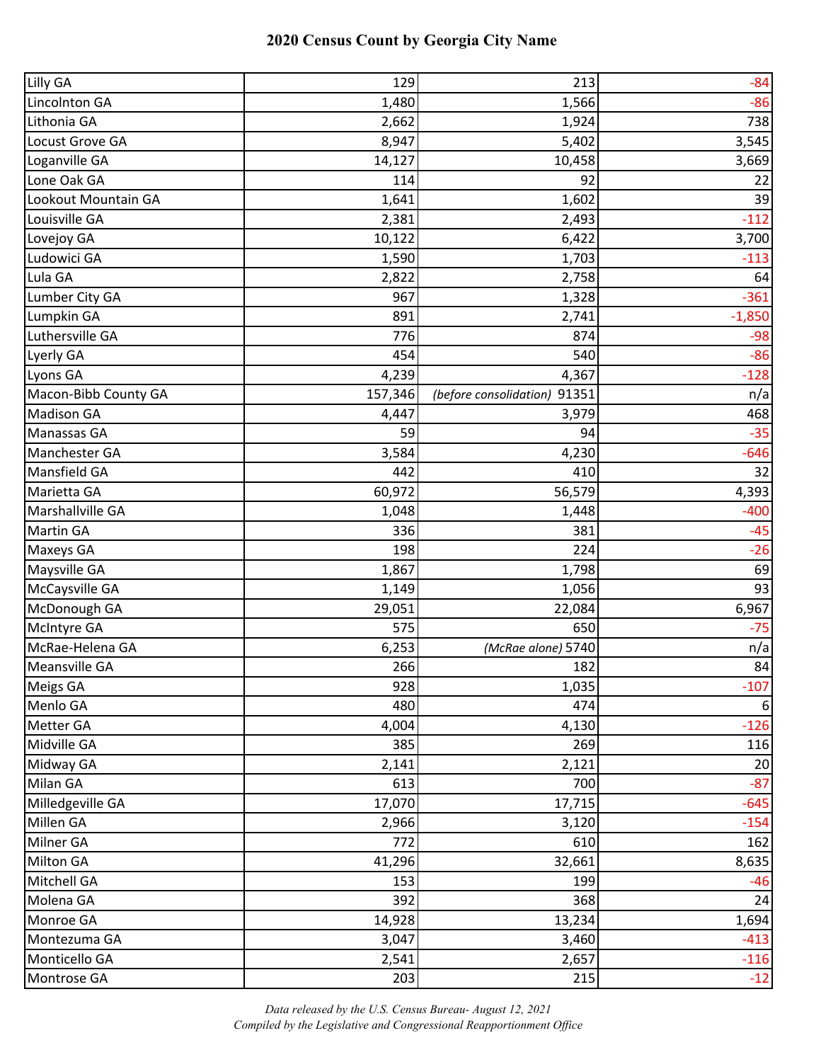# 2020 Census Count by Georgia City Name

| | | | |
|---|---|---|---|
| Lilly GA | 129 | 213 | -84 |
| Lincolnton GA | 1,480 | 1,566 | -86 |
| Lithonia GA | 2,662 | 1,924 | 738 |
| Locust Grove GA | 8,947 | 5,402 | 3,545 |
| Loganville GA | 14,127 | 10,458 | 3,669 |
| Lone Oak GA | 114 | 92 | 22 |
| Lookout Mountain GA | 1,641 | 1,602 | 39 |
| Louisville GA | 2,381 | 2,493 | -112 |
| Lovejoy GA | 10,122 | 6,422 | 3,700 |
| Ludowici GA | 1,590 | 1,703 | -113 |
| Lula GA | 2,822 | 2,758 | 64 |
| Lumber City GA | 967 | 1,328 | -361 |
| Lumpkin GA | 891 | 2,741 | -1,850 |
| Luthersville GA | 776 | 874 | -98 |
| Lyerly GA | 454 | 540 | -86 |
| Lyons GA | 4,239 | 4,367 | -128 |
| Macon-Bibb County GA | 157,346 | *(before consolidation)* 91351 | n/a |
| Madison GA | 4,447 | 3,979 | 468 |
| Manassas GA | 59 | 94 | -35 |
| Manchester GA | 3,584 | 4,230 | -646 |
| Mansfield GA | 442 | 410 | 32 |
| Marietta GA | 60,972 | 56,579 | 4,393 |
| Marshallville GA | 1,048 | 1,448 | -400 |
| Martin GA | 336 | 381 | -45 |
| Maxeys GA | 198 | 224 | -26 |
| Maysville GA | 1,867 | 1,798 | 69 |
| McCaysville GA | 1,149 | 1,056 | 93 |
| McDonough GA | 29,051 | 22,084 | 6,967 |
| McIntyre GA | 575 | 650 | -75 |
| McRae-Helena GA | 6,253 | *(McRae alone)* 5740 | n/a |
| Meansville GA | 266 | 182 | 84 |
| Meigs GA | 928 | 1,035 | -107 |
| Menlo GA | 480 | 474 | 6 |
| Metter GA | 4,004 | 4,130 | -126 |
| Midville GA | 385 | 269 | 116 |
| Midway GA | 2,141 | 2,121 | 20 |
| Milan GA | 613 | 700 | -87 |
| Milledgeville GA | 17,070 | 17,715 | -645 |
| Millen GA | 2,966 | 3,120 | -154 |
| Milner GA | 772 | 610 | 162 |
| Milton GA | 41,296 | 32,661 | 8,635 |
| Mitchell GA | 153 | 199 | -46 |
| Molena GA | 392 | 368 | 24 |
| Monroe GA | 14,928 | 13,234 | 1,694 |
| Montezuma GA | 3,047 | 3,460 | -413 |
| Monticello GA | 2,541 | 2,657 | -116 |
| Montrose GA | 203 | 215 | -12 |

*Data released by the U.S. Census Bureau- August 12, 2021*
*Compiled by the Legislative and Congressional Reapportionment Office*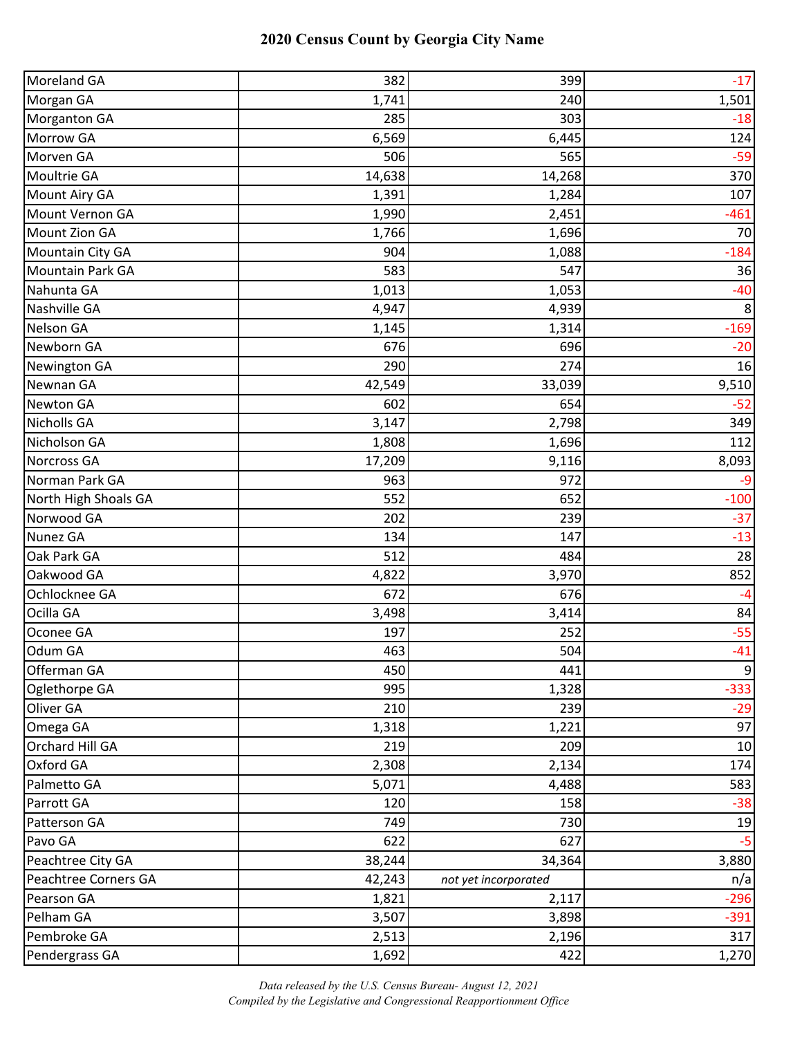# 2020 Census Count by Georgia City Name

| | | | |
|---|---|---|---|
| Moreland GA | 382 | 399 | -17 |
| Morgan GA | 1,741 | 240 | 1,501 |
| Morganton GA | 285 | 303 | -18 |
| Morrow GA | 6,569 | 6,445 | 124 |
| Morven GA | 506 | 565 | -59 |
| Moultrie GA | 14,638 | 14,268 | 370 |
| Mount Airy GA | 1,391 | 1,284 | 107 |
| Mount Vernon GA | 1,990 | 2,451 | -461 |
| Mount Zion GA | 1,766 | 1,696 | 70 |
| Mountain City GA | 904 | 1,088 | -184 |
| Mountain Park GA | 583 | 547 | 36 |
| Nahunta GA | 1,013 | 1,053 | -40 |
| Nashville GA | 4,947 | 4,939 | 8 |
| Nelson GA | 1,145 | 1,314 | -169 |
| Newborn GA | 676 | 696 | -20 |
| Newington GA | 290 | 274 | 16 |
| Newnan GA | 42,549 | 33,039 | 9,510 |
| Newton GA | 602 | 654 | -52 |
| Nicholls GA | 3,147 | 2,798 | 349 |
| Nicholson GA | 1,808 | 1,696 | 112 |
| Norcross GA | 17,209 | 9,116 | 8,093 |
| Norman Park GA | 963 | 972 | -9 |
| North High Shoals GA | 552 | 652 | -100 |
| Norwood GA | 202 | 239 | -37 |
| Nunez GA | 134 | 147 | -13 |
| Oak Park GA | 512 | 484 | 28 |
| Oakwood GA | 4,822 | 3,970 | 852 |
| Ochlocknee GA | 672 | 676 | -4 |
| Ocilla GA | 3,498 | 3,414 | 84 |
| Oconee GA | 197 | 252 | -55 |
| Odum GA | 463 | 504 | -41 |
| Offerman GA | 450 | 441 | 9 |
| Oglethorpe GA | 995 | 1,328 | -333 |
| Oliver GA | 210 | 239 | -29 |
| Omega GA | 1,318 | 1,221 | 97 |
| Orchard Hill GA | 219 | 209 | 10 |
| Oxford GA | 2,308 | 2,134 | 174 |
| Palmetto GA | 5,071 | 4,488 | 583 |
| Parrott GA | 120 | 158 | -38 |
| Patterson GA | 749 | 730 | 19 |
| Pavo GA | 622 | 627 | -5 |
| Peachtree City GA | 38,244 | 34,364 | 3,880 |
| Peachtree Corners GA | 42,243 | *not yet incorporated* | n/a |
| Pearson GA | 1,821 | 2,117 | -296 |
| Pelham GA | 3,507 | 3,898 | -391 |
| Pembroke GA | 2,513 | 2,196 | 317 |
| Pendergrass GA | 1,692 | 422 | 1,270 |

*Data released by the U.S. Census Bureau- August 12, 2021*
*Compiled by the Legislative and Congressional Reapportionment Office*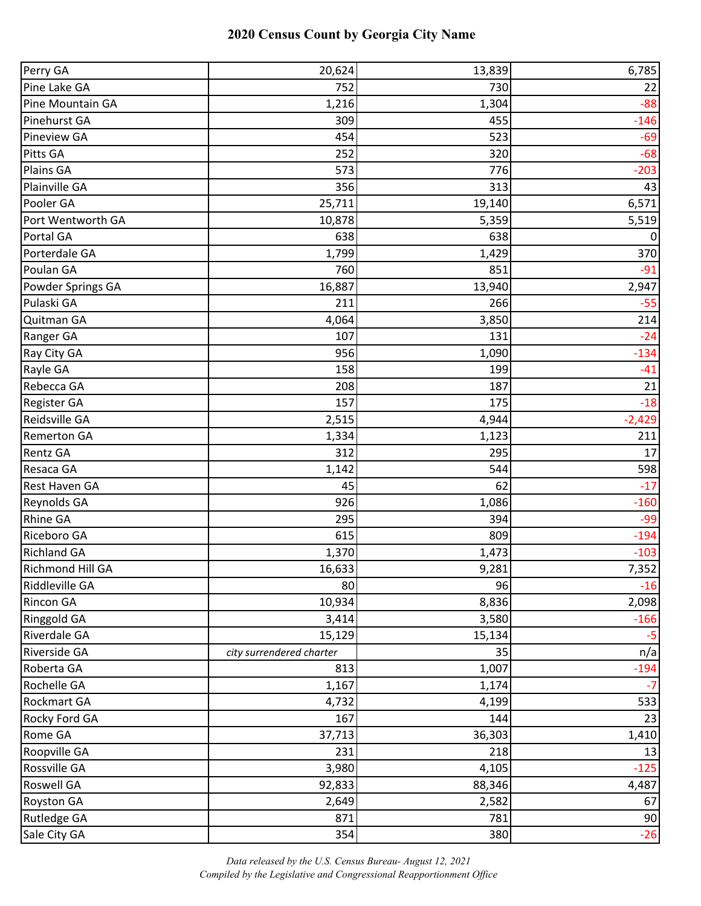# 2020 Census Count by Georgia City Name

| | | | |
|---|---|---|---|
| Perry GA | 20,624 | 13,839 | 6,785 |
| Pine Lake GA | 752 | 730 | 22 |
| Pine Mountain GA | 1,216 | 1,304 | -88 |
| Pinehurst GA | 309 | 455 | -146 |
| Pineview GA | 454 | 523 | -69 |
| Pitts GA | 252 | 320 | -68 |
| Plains GA | 573 | 776 | -203 |
| Plainville GA | 356 | 313 | 43 |
| Pooler GA | 25,711 | 19,140 | 6,571 |
| Port Wentworth GA | 10,878 | 5,359 | 5,519 |
| Portal GA | 638 | 638 | 0 |
| Porterdale GA | 1,799 | 1,429 | 370 |
| Poulan GA | 760 | 851 | -91 |
| Powder Springs GA | 16,887 | 13,940 | 2,947 |
| Pulaski GA | 211 | 266 | -55 |
| Quitman GA | 4,064 | 3,850 | 214 |
| Ranger GA | 107 | 131 | -24 |
| Ray City GA | 956 | 1,090 | -134 |
| Rayle GA | 158 | 199 | -41 |
| Rebecca GA | 208 | 187 | 21 |
| Register GA | 157 | 175 | -18 |
| Reidsville GA | 2,515 | 4,944 | -2,429 |
| Remerton GA | 1,334 | 1,123 | 211 |
| Rentz GA | 312 | 295 | 17 |
| Resaca GA | 1,142 | 544 | 598 |
| Rest Haven GA | 45 | 62 | -17 |
| Reynolds GA | 926 | 1,086 | -160 |
| Rhine GA | 295 | 394 | -99 |
| Riceboro GA | 615 | 809 | -194 |
| Richland GA | 1,370 | 1,473 | -103 |
| Richmond Hill GA | 16,633 | 9,281 | 7,352 |
| Riddleville GA | 80 | 96 | -16 |
| Rincon GA | 10,934 | 8,836 | 2,098 |
| Ringgold GA | 3,414 | 3,580 | -166 |
| Riverdale GA | 15,129 | 15,134 | -5 |
| Riverside GA | *city surrendered charter* | 35 | n/a |
| Roberta GA | 813 | 1,007 | -194 |
| Rochelle GA | 1,167 | 1,174 | -7 |
| Rockmart GA | 4,732 | 4,199 | 533 |
| Rocky Ford GA | 167 | 144 | 23 |
| Rome GA | 37,713 | 36,303 | 1,410 |
| Roopville GA | 231 | 218 | 13 |
| Rossville GA | 3,980 | 4,105 | -125 |
| Roswell GA | 92,833 | 88,346 | 4,487 |
| Royston GA | 2,649 | 2,582 | 67 |
| Rutledge GA | 871 | 781 | 90 |
| Sale City GA | 354 | 380 | -26 |

*Data released by the U.S. Census Bureau- August 12, 2021*
*Compiled by the Legislative and Congressional Reapportionment Office*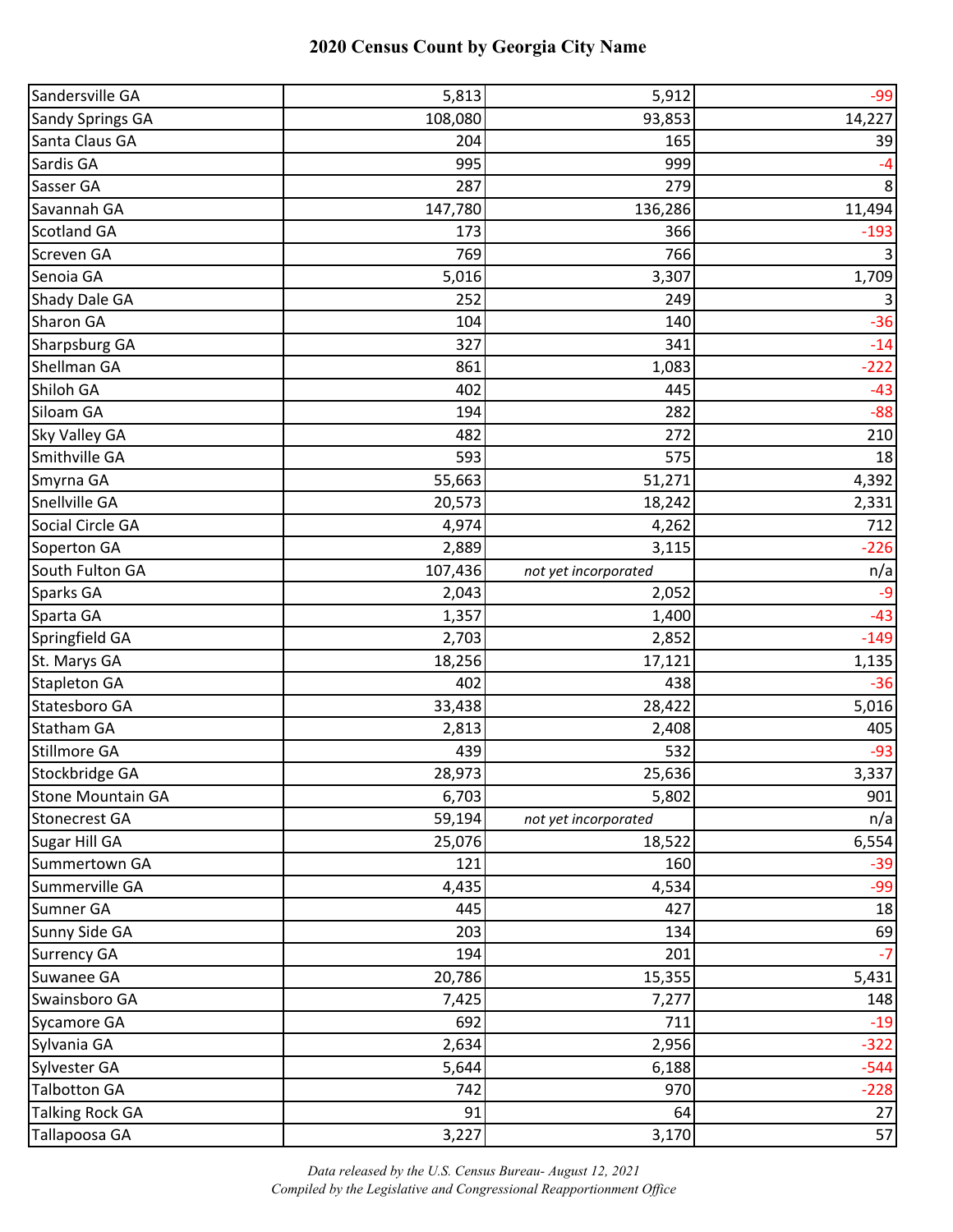# 2020 Census Count by Georgia City Name

| | | | |
|---|---|---|---|
| Sandersville GA | 5,813 | 5,912 | -99 |
| Sandy Springs GA | 108,080 | 93,853 | 14,227 |
| Santa Claus GA | 204 | 165 | 39 |
| Sardis GA | 995 | 999 | -4 |
| Sasser GA | 287 | 279 | 8 |
| Savannah GA | 147,780 | 136,286 | 11,494 |
| Scotland GA | 173 | 366 | -193 |
| Screven GA | 769 | 766 | 3 |
| Senoia GA | 5,016 | 3,307 | 1,709 |
| Shady Dale GA | 252 | 249 | 3 |
| Sharon GA | 104 | 140 | -36 |
| Sharpsburg GA | 327 | 341 | -14 |
| Shellman GA | 861 | 1,083 | -222 |
| Shiloh GA | 402 | 445 | -43 |
| Siloam GA | 194 | 282 | -88 |
| Sky Valley GA | 482 | 272 | 210 |
| Smithville GA | 593 | 575 | 18 |
| Smyrna GA | 55,663 | 51,271 | 4,392 |
| Snellville GA | 20,573 | 18,242 | 2,331 |
| Social Circle GA | 4,974 | 4,262 | 712 |
| Soperton GA | 2,889 | 3,115 | -226 |
| South Fulton GA | 107,436 | *not yet incorporated* | n/a |
| Sparks GA | 2,043 | 2,052 | -9 |
| Sparta GA | 1,357 | 1,400 | -43 |
| Springfield GA | 2,703 | 2,852 | -149 |
| St. Marys GA | 18,256 | 17,121 | 1,135 |
| Stapleton GA | 402 | 438 | -36 |
| Statesboro GA | 33,438 | 28,422 | 5,016 |
| Statham GA | 2,813 | 2,408 | 405 |
| Stillmore GA | 439 | 532 | -93 |
| Stockbridge GA | 28,973 | 25,636 | 3,337 |
| Stone Mountain GA | 6,703 | 5,802 | 901 |
| Stonecrest GA | 59,194 | *not yet incorporated* | n/a |
| Sugar Hill GA | 25,076 | 18,522 | 6,554 |
| Summertown GA | 121 | 160 | -39 |
| Summerville GA | 4,435 | 4,534 | -99 |
| Sumner GA | 445 | 427 | 18 |
| Sunny Side GA | 203 | 134 | 69 |
| Surrency GA | 194 | 201 | -7 |
| Suwanee GA | 20,786 | 15,355 | 5,431 |
| Swainsboro GA | 7,425 | 7,277 | 148 |
| Sycamore GA | 692 | 711 | -19 |
| Sylvania GA | 2,634 | 2,956 | -322 |
| Sylvester GA | 5,644 | 6,188 | -544 |
| Talbotton GA | 742 | 970 | -228 |
| Talking Rock GA | 91 | 64 | 27 |
| Tallapoosa GA | 3,227 | 3,170 | 57 |

*Data released by the U.S. Census Bureau- August 12, 2021*
*Compiled by the Legislative and Congressional Reapportionment Office*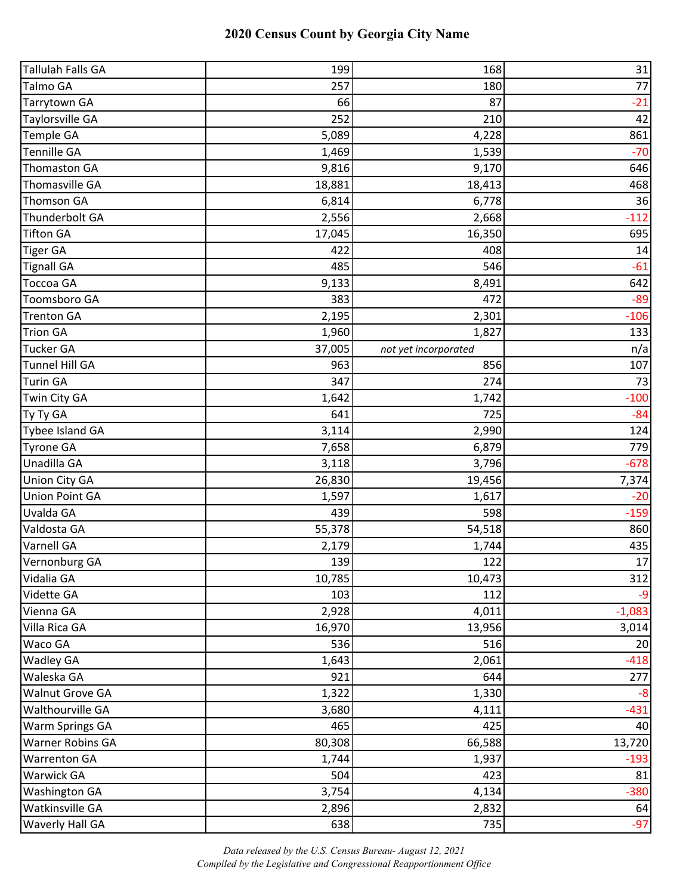# 2020 Census Count by Georgia City Name

| | | | |
|---|---|---|---|
| Tallulah Falls GA | 199 | 168 | 31 |
| Talmo GA | 257 | 180 | 77 |
| Tarrytown GA | 66 | 87 | -21 |
| Taylorsville GA | 252 | 210 | 42 |
| Temple GA | 5,089 | 4,228 | 861 |
| Tennille GA | 1,469 | 1,539 | -70 |
| Thomaston GA | 9,816 | 9,170 | 646 |
| Thomasville GA | 18,881 | 18,413 | 468 |
| Thomson GA | 6,814 | 6,778 | 36 |
| Thunderbolt GA | 2,556 | 2,668 | -112 |
| Tifton GA | 17,045 | 16,350 | 695 |
| Tiger GA | 422 | 408 | 14 |
| Tignall GA | 485 | 546 | -61 |
| Toccoa GA | 9,133 | 8,491 | 642 |
| Toomsboro GA | 383 | 472 | -89 |
| Trenton GA | 2,195 | 2,301 | -106 |
| Trion GA | 1,960 | 1,827 | 133 |
| Tucker GA | 37,005 | *not yet incorporated* | n/a |
| Tunnel Hill GA | 963 | 856 | 107 |
| Turin GA | 347 | 274 | 73 |
| Twin City GA | 1,642 | 1,742 | -100 |
| Ty Ty GA | 641 | 725 | -84 |
| Tybee Island GA | 3,114 | 2,990 | 124 |
| Tyrone GA | 7,658 | 6,879 | 779 |
| Unadilla GA | 3,118 | 3,796 | -678 |
| Union City GA | 26,830 | 19,456 | 7,374 |
| Union Point GA | 1,597 | 1,617 | -20 |
| Uvalda GA | 439 | 598 | -159 |
| Valdosta GA | 55,378 | 54,518 | 860 |
| Varnell GA | 2,179 | 1,744 | 435 |
| Vernonburg GA | 139 | 122 | 17 |
| Vidalia GA | 10,785 | 10,473 | 312 |
| Vidette GA | 103 | 112 | -9 |
| Vienna GA | 2,928 | 4,011 | -1,083 |
| Villa Rica GA | 16,970 | 13,956 | 3,014 |
| Waco GA | 536 | 516 | 20 |
| Wadley GA | 1,643 | 2,061 | -418 |
| Waleska GA | 921 | 644 | 277 |
| Walnut Grove GA | 1,322 | 1,330 | -8 |
| Walthourville GA | 3,680 | 4,111 | -431 |
| Warm Springs GA | 465 | 425 | 40 |
| Warner Robins GA | 80,308 | 66,588 | 13,720 |
| Warrenton GA | 1,744 | 1,937 | -193 |
| Warwick GA | 504 | 423 | 81 |
| Washington GA | 3,754 | 4,134 | -380 |
| Watkinsville GA | 2,896 | 2,832 | 64 |
| Waverly Hall GA | 638 | 735 | -97 |

*Data released by the U.S. Census Bureau- August 12, 2021*
*Compiled by the Legislative and Congressional Reapportionment Office*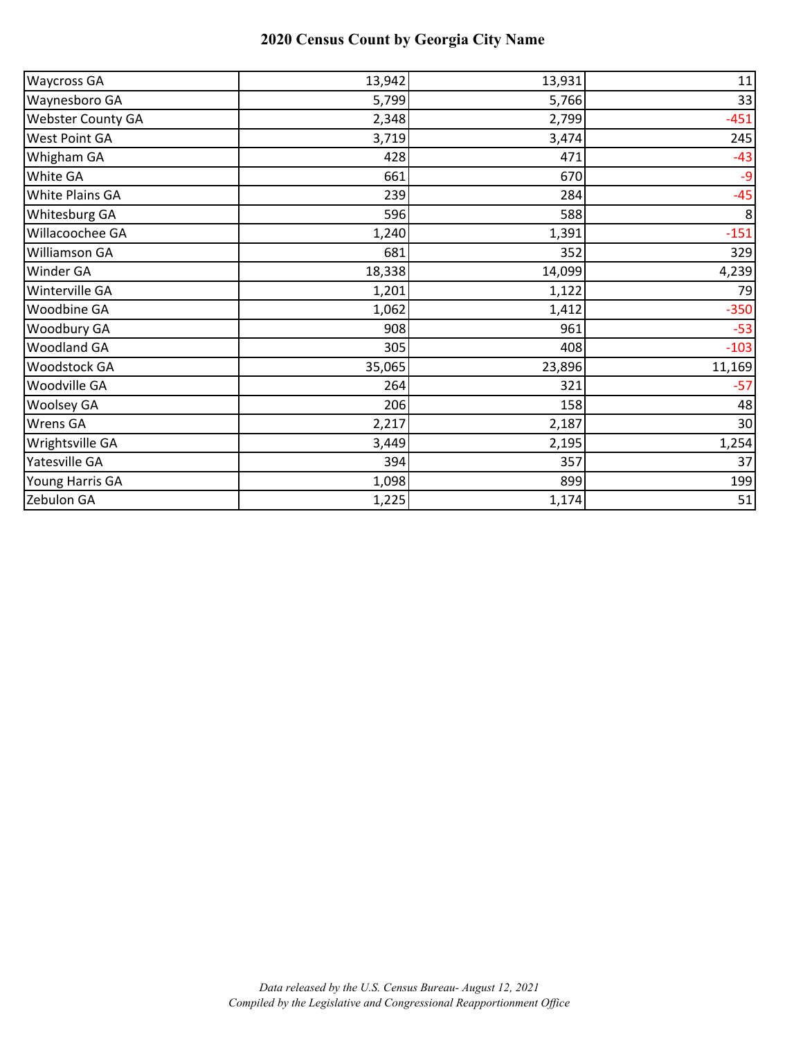# 2020 Census Count by Georgia City Name

| | | | |
|---|---|---|---|
| Waycross GA | 13,942 | 13,931 | 11 |
| Waynesboro GA | 5,799 | 5,766 | 33 |
| Webster County GA | 2,348 | 2,799 | -451 |
| West Point GA | 3,719 | 3,474 | 245 |
| Whigham GA | 428 | 471 | -43 |
| White GA | 661 | 670 | -9 |
| White Plains GA | 239 | 284 | -45 |
| Whitesburg GA | 596 | 588 | 8 |
| Willacoochee GA | 1,240 | 1,391 | -151 |
| Williamson GA | 681 | 352 | 329 |
| Winder GA | 18,338 | 14,099 | 4,239 |
| Winterville GA | 1,201 | 1,122 | 79 |
| Woodbine GA | 1,062 | 1,412 | -350 |
| Woodbury GA | 908 | 961 | -53 |
| Woodland GA | 305 | 408 | -103 |
| Woodstock GA | 35,065 | 23,896 | 11,169 |
| Woodville GA | 264 | 321 | -57 |
| Woolsey GA | 206 | 158 | 48 |
| Wrens GA | 2,217 | 2,187 | 30 |
| Wrightsville GA | 3,449 | 2,195 | 1,254 |
| Yatesville GA | 394 | 357 | 37 |
| Young Harris GA | 1,098 | 899 | 199 |
| Zebulon GA | 1,225 | 1,174 | 51 |

*Data released by the U.S. Census Bureau- August 12, 2021*
*Compiled by the Legislative and Congressional Reapportionment Office*